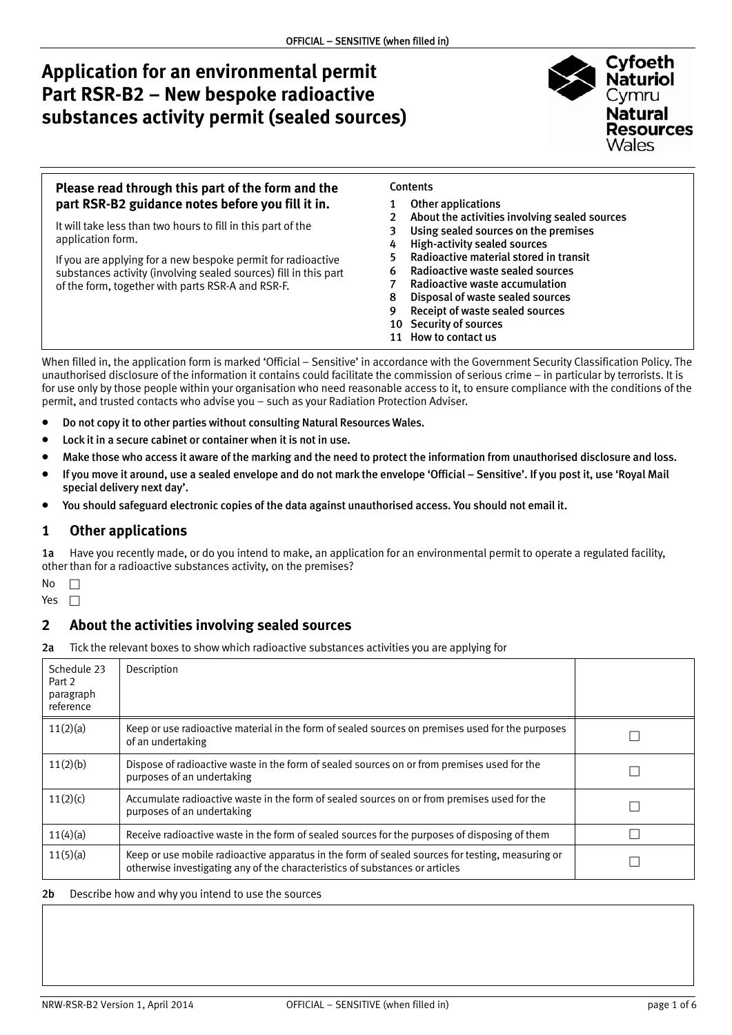# Application for an environmental permit Part RSR-B2 – New bespoke radioactive substances activity permit (sealed sources)

Cyfoeth Naturiol Cymru
Natural Resources Wales

**Please read through this part of the form and the part RSR-B2 guidance notes before you fill it in.**

It will take less than two hours to fill in this part of the application form.

If you are applying for a new bespoke permit for radioactive substances activity (involving sealed sources) fill in this part of the form, together with parts RSR-A and RSR-F.

**Contents**

1. Other applications
2. About the activities involving sealed sources
3. Using sealed sources on the premises
4. High-activity sealed sources
5. Radioactive material stored in transit
6. Radioactive waste sealed sources
7. Radioactive waste accumulation
8. Disposal of waste sealed sources
9. Receipt of waste sealed sources
10. Security of sources
11. How to contact us

When filled in, the application form is marked 'Official – Sensitive' in accordance with the Government Security Classification Policy. The unauthorised disclosure of the information it contains could facilitate the commission of serious crime – in particular by terrorists. It is for use only by those people within your organisation who need reasonable access to it, to ensure compliance with the conditions of the permit, and trusted contacts who advise you – such as your Radiation Protection Adviser.

- **Do not copy it to other parties without consulting Natural Resources Wales.**
- **Lock it in a secure cabinet or container when it is not in use.**
- **Make those who access it aware of the marking and the need to protect the information from unauthorised disclosure and loss.**
- **If you move it around, use a sealed envelope and do not mark the envelope 'Official – Sensitive'. If you post it, use 'Royal Mail special delivery next day'.**
- **You should safeguard electronic copies of the data against unauthorised access. You should not email it.**

## 1 Other applications

**1a** Have you recently made, or do you intend to make, an application for an environmental permit to operate a regulated facility, other than for a radioactive substances activity, on the premises?

No ☐

Yes ☐

## 2 About the activities involving sealed sources

**2a** Tick the relevant boxes to show which radioactive substances activities you are applying for

| Schedule 23 Part 2 paragraph reference | Description | |
|---|---|---|
| 11(2)(a) | Keep or use radioactive material in the form of sealed sources on premises used for the purposes of an undertaking | ☐ |
| 11(2)(b) | Dispose of radioactive waste in the form of sealed sources on or from premises used for the purposes of an undertaking | ☐ |
| 11(2)(c) | Accumulate radioactive waste in the form of sealed sources on or from premises used for the purposes of an undertaking | ☐ |
| 11(4)(a) | Receive radioactive waste in the form of sealed sources for the purposes of disposing of them | ☐ |
| 11(5)(a) | Keep or use mobile radioactive apparatus in the form of sealed sources for testing, measuring or otherwise investigating any of the characteristics of substances or articles | ☐ |

**2b** Describe how and why you intend to use the sources

| |
|---|
| |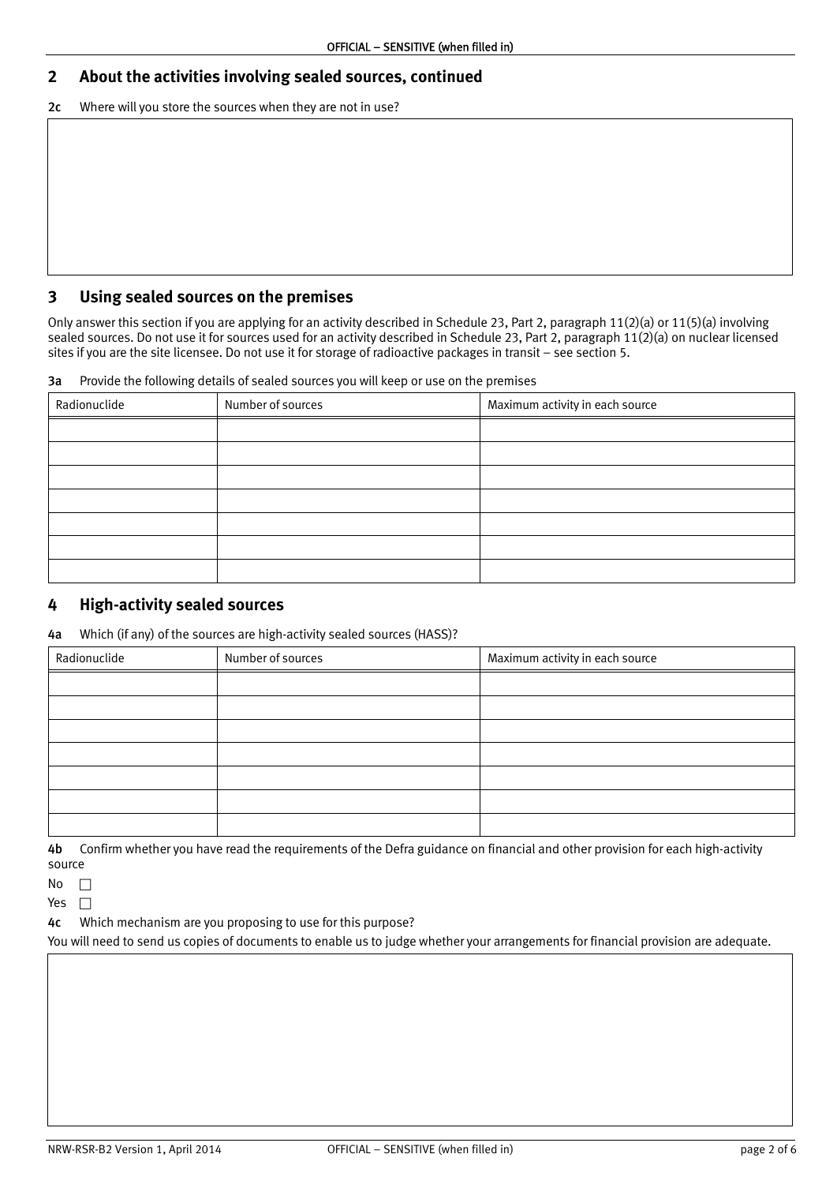## 2 About the activities involving sealed sources, continued

**2c** Where will you store the sources when they are not in use?

## 3 Using sealed sources on the premises

Only answer this section if you are applying for an activity described in Schedule 23, Part 2, paragraph 11(2)(a) or 11(5)(a) involving sealed sources. Do not use it for sources used for an activity described in Schedule 23, Part 2, paragraph 11(2)(a) on nuclear licensed sites if you are the site licensee. Do not use it for storage of radioactive packages in transit – see section 5.

**3a** Provide the following details of sealed sources you will keep or use on the premises

| Radionuclide | Number of sources | Maximum activity in each source |
|---|---|---|
| | | |
| | | |
| | | |
| | | |
| | | |
| | | |
| | | |

## 4 High-activity sealed sources

**4a** Which (if any) of the sources are high-activity sealed sources (HASS)?

| Radionuclide | Number of sources | Maximum activity in each source |
|---|---|---|
| | | |
| | | |
| | | |
| | | |
| | | |
| | | |
| | | |

**4b** Confirm whether you have read the requirements of the Defra guidance on financial and other provision for each high-activity source

No ☐

Yes ☐

**4c** Which mechanism are you proposing to use for this purpose?

You will need to send us copies of documents to enable us to judge whether your arrangements for financial provision are adequate.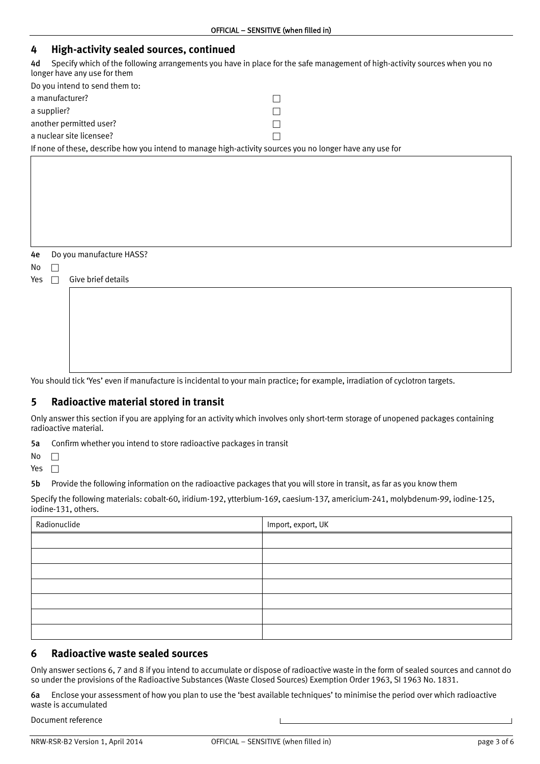## 4 High-activity sealed sources, continued

**4d** Specify which of the following arrangements you have in place for the safe management of high-activity sources when you no longer have any use for them

Do you intend to send them to:

- a manufacturer? ☐
- a supplier? ☐
- another permitted user? ☐
- a nuclear site licensee? ☐

If none of these, describe how you intend to manage high-activity sources you no longer have any use for

**4e** Do you manufacture HASS?

No ☐

Yes ☐ Give brief details

You should tick 'Yes' even if manufacture is incidental to your main practice; for example, irradiation of cyclotron targets.

## 5 Radioactive material stored in transit

Only answer this section if you are applying for an activity which involves only short-term storage of unopened packages containing radioactive material.

**5a** Confirm whether you intend to store radioactive packages in transit

No ☐

Yes ☐

**5b** Provide the following information on the radioactive packages that you will store in transit, as far as you know them

Specify the following materials: cobalt-60, iridium-192, ytterbium-169, caesium-137, americium-241, molybdenum-99, iodine-125, iodine-131, others.

| Radionuclide | Import, export, UK |
|---|---|
| | |
| | |
| | |
| | |
| | |
| | |
| | |

## 6 Radioactive waste sealed sources

Only answer sections 6, 7 and 8 if you intend to accumulate or dispose of radioactive waste in the form of sealed sources and cannot do so under the provisions of the Radioactive Substances (Waste Closed Sources) Exemption Order 1963, SI 1963 No. 1831.

**6a** Enclose your assessment of how you plan to use the 'best available techniques' to minimise the period over which radioactive waste is accumulated

Document reference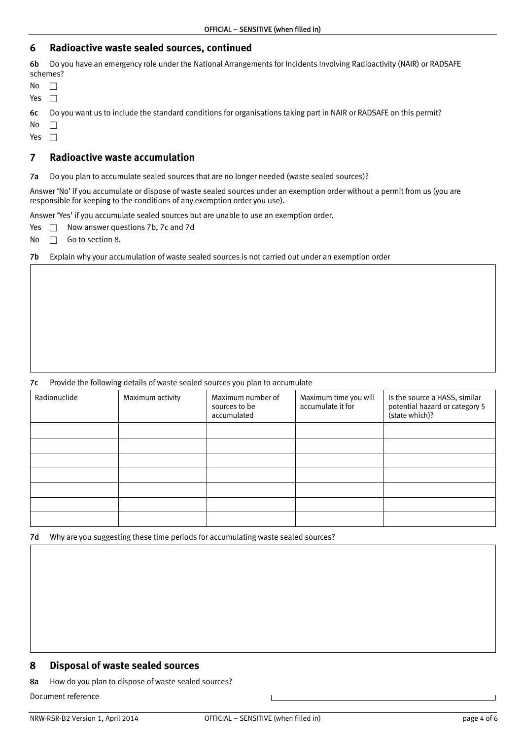## 6 Radioactive waste sealed sources, continued

**6b** Do you have an emergency role under the National Arrangements for Incidents Involving Radioactivity (NAIR) or RADSAFE schemes?

No ☐

Yes ☐

**6c** Do you want us to include the standard conditions for organisations taking part in NAIR or RADSAFE on this permit?

No ☐

Yes ☐

## 7 Radioactive waste accumulation

**7a** Do you plan to accumulate sealed sources that are no longer needed (waste sealed sources)?

Answer 'No' if you accumulate or dispose of waste sealed sources under an exemption order without a permit from us (you are responsible for keeping to the conditions of any exemption order you use).

Answer 'Yes' if you accumulate sealed sources but are unable to use an exemption order.

Yes ☐ Now answer questions 7b, 7c and 7d

No ☐ Go to section 8.

**7b** Explain why your accumulation of waste sealed sources is not carried out under an exemption order

**7c** Provide the following details of waste sealed sources you plan to accumulate

| Radionuclide | Maximum activity | Maximum number of sources to be accumulated | Maximum time you will accumulate it for | Is the source a HASS, similar potential hazard or category 5 (state which)? |
|---|---|---|---|---|
| | | | | |
| | | | | |
| | | | | |
| | | | | |
| | | | | |
| | | | | |
| | | | | |

**7d** Why are you suggesting these time periods for accumulating waste sealed sources?

## 8 Disposal of waste sealed sources

**8a** How do you plan to dispose of waste sealed sources?

Document reference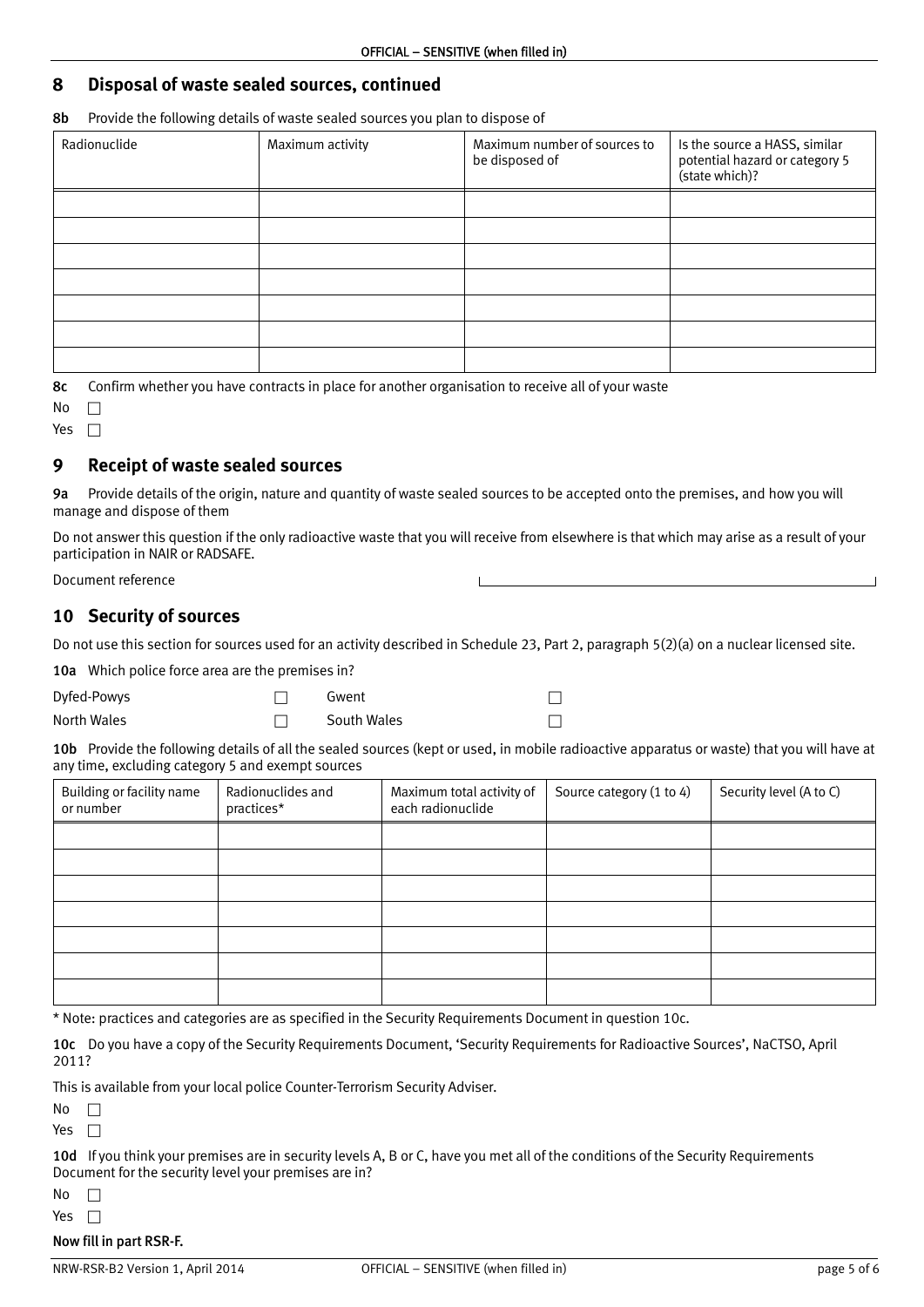## 8 Disposal of waste sealed sources, continued

**8b** Provide the following details of waste sealed sources you plan to dispose of

| Radionuclide | Maximum activity | Maximum number of sources to be disposed of | Is the source a HASS, similar potential hazard or category 5 (state which)? |
|---|---|---|---|
| | | | |
| | | | |
| | | | |
| | | | |
| | | | |
| | | | |
| | | | |

**8c** Confirm whether you have contracts in place for another organisation to receive all of your waste

No ☐

Yes ☐

## 9 Receipt of waste sealed sources

**9a** Provide details of the origin, nature and quantity of waste sealed sources to be accepted onto the premises, and how you will manage and dispose of them

Do not answer this question if the only radioactive waste that you will receive from elsewhere is that which may arise as a result of your participation in NAIR or RADSAFE.

Document reference

## 10 Security of sources

Do not use this section for sources used for an activity described in Schedule 23, Part 2, paragraph 5(2)(a) on a nuclear licensed site.

**10a** Which police force area are the premises in?

Dyfed-Powys ☐ Gwent ☐

North Wales ☐ South Wales ☐

**10b** Provide the following details of all the sealed sources (kept or used, in mobile radioactive apparatus or waste) that you will have at any time, excluding category 5 and exempt sources

| Building or facility name or number | Radionuclides and practices* | Maximum total activity of each radionuclide | Source category (1 to 4) | Security level (A to C) |
|---|---|---|---|---|
| | | | | |
| | | | | |
| | | | | |
| | | | | |
| | | | | |
| | | | | |
| | | | | |

* Note: practices and categories are as specified in the Security Requirements Document in question 10c.

**10c** Do you have a copy of the Security Requirements Document, 'Security Requirements for Radioactive Sources', NaCTSO, April 2011?

This is available from your local police Counter-Terrorism Security Adviser.

No ☐

Yes ☐

**10d** If you think your premises are in security levels A, B or C, have you met all of the conditions of the Security Requirements Document for the security level your premises are in?

No ☐

Yes ☐

**Now fill in part RSR-F.**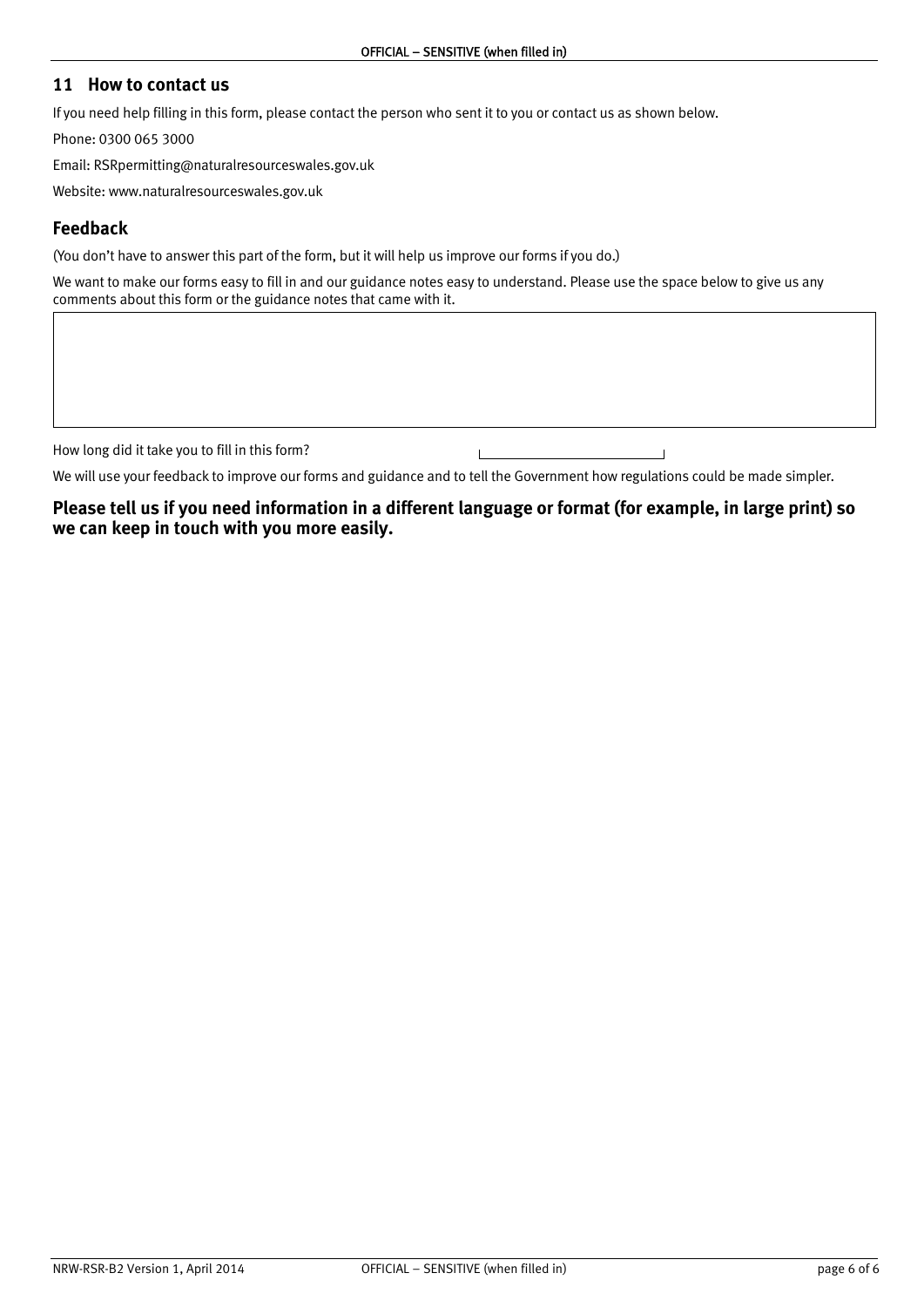## 11 How to contact us

If you need help filling in this form, please contact the person who sent it to you or contact us as shown below.

Phone: 0300 065 3000

Email: RSRpermitting@naturalresourceswales.gov.uk

Website: www.naturalresourceswales.gov.uk

## Feedback

(You don't have to answer this part of the form, but it will help us improve our forms if you do.)

We want to make our forms easy to fill in and our guidance notes easy to understand. Please use the space below to give us any comments about this form or the guidance notes that came with it.

How long did it take you to fill in this form?

We will use your feedback to improve our forms and guidance and to tell the Government how regulations could be made simpler.

**Please tell us if you need information in a different language or format (for example, in large print) so we can keep in touch with you more easily.**